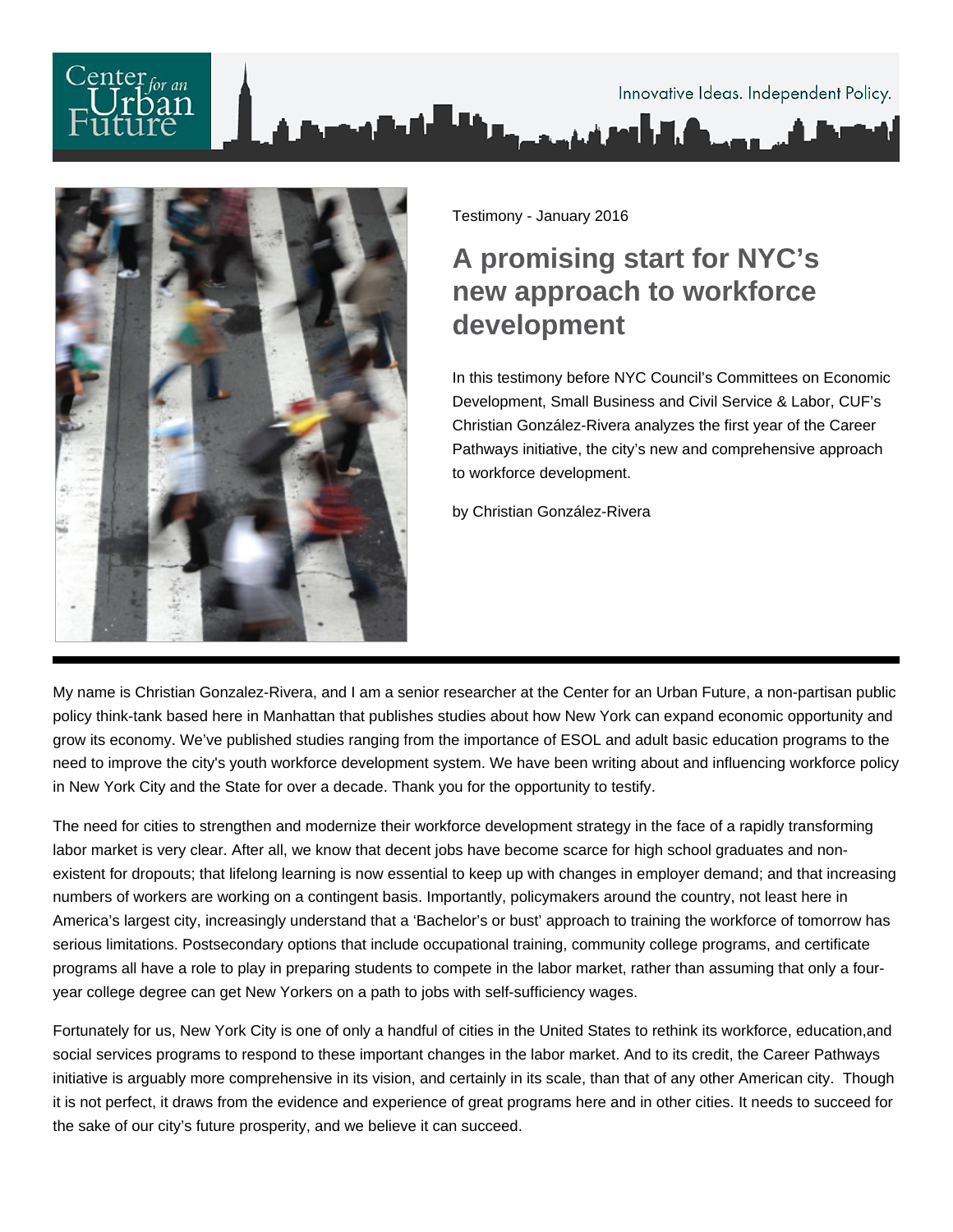Testimony - January 2016

# A promising start for NYC's new approach to workforce development

In this testimony before NYC Council's Committees on Economic Development, Small Business and Civil Service & Labor, CUF's Christian González-Rivera analyzes the first year of the Career Pathways initiative, the city's new and comprehensive approach to workforce development.

by Christian González-Rivera

My name is Christian Gonzalez-Rivera, and I am a senior researcher at the Center for an Urban Future, a non-partisan public policy think-tank based here in Manhattan that publishes studies about how New York can expand economic opportunity and grow its economy. We've published studies ranging from the importance of ESOL and adult basic education programs to the need to improve the city's youth workforce development system. We have been writing about and influencing workforce policy in New York City and the State for over a decade. Thank you for the opportunity to testify.

The need for cities to strengthen and modernize their workforce development strategy in the face of a rapidly transforming labor market is very clear. After all, we know that decent jobs have become scarce for high school graduates and non-existent for dropouts; that lifelong learning is now essential to keep up with changes in employer demand; and that increasing numbers of workers are working on a contingent basis. Importantly, policymakers around the country, not least here in America's largest city, increasingly understand that a 'Bachelor's or bust' approach to training the workforce of tomorrow has serious limitations. Postsecondary options that include occupational training, community college programs, and certificate programs all have a role to play in preparing students to compete in the labor market, rather than assuming that only a four-year college degree can get New Yorkers on a path to jobs with self-sufficiency wages.

Fortunately for us, New York City is one of only a handful of cities in the United States to rethink its workforce, education,and social services programs to respond to these important changes in the labor market. And to its credit, the Career Pathways initiative is arguably more comprehensive in its vision, and certainly in its scale, than that of any other American city. Though it is not perfect, it draws from the evidence and experience of great programs here and in other cities. It needs to succeed for the sake of our city's future prosperity, and we believe it can succeed.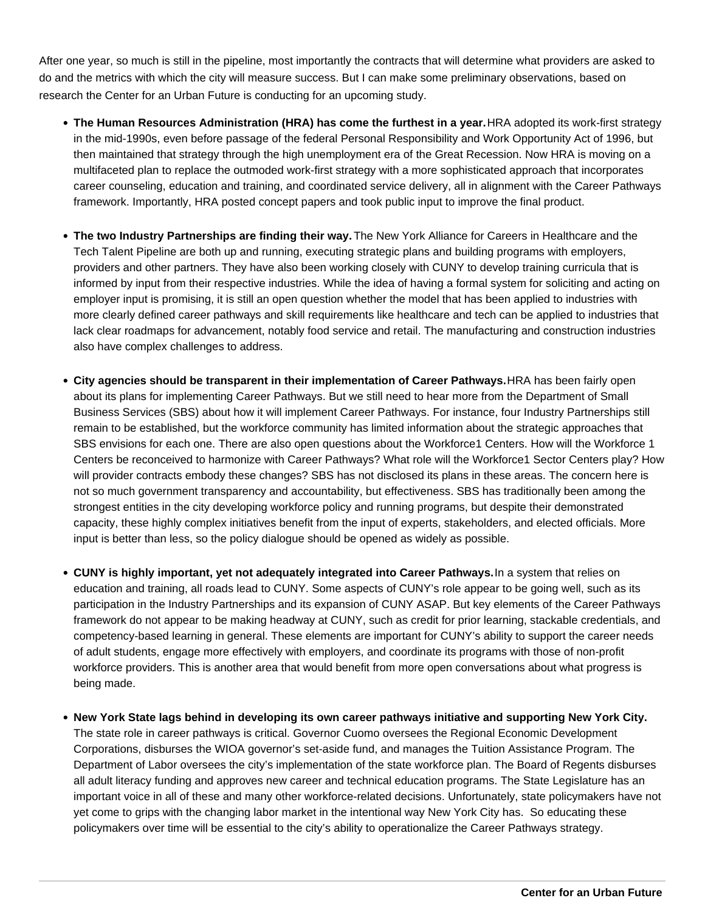After one year, so much is still in the pipeline, most importantly the contracts that will determine what providers are asked to do and the metrics with which the city will measure success. But I can make some preliminary observations, based on research the Center for an Urban Future is conducting for an upcoming study.

- **The Human Resources Administration (HRA) has come the furthest in a year.** HRA adopted its work-first strategy in the mid-1990s, even before passage of the federal Personal Responsibility and Work Opportunity Act of 1996, but then maintained that strategy through the high unemployment era of the Great Recession. Now HRA is moving on a multifaceted plan to replace the outmoded work-first strategy with a more sophisticated approach that incorporates career counseling, education and training, and coordinated service delivery, all in alignment with the Career Pathways framework. Importantly, HRA posted concept papers and took public input to improve the final product.

- **The two Industry Partnerships are finding their way.** The New York Alliance for Careers in Healthcare and the Tech Talent Pipeline are both up and running, executing strategic plans and building programs with employers, providers and other partners. They have also been working closely with CUNY to develop training curricula that is informed by input from their respective industries. While the idea of having a formal system for soliciting and acting on employer input is promising, it is still an open question whether the model that has been applied to industries with more clearly defined career pathways and skill requirements like healthcare and tech can be applied to industries that lack clear roadmaps for advancement, notably food service and retail. The manufacturing and construction industries also have complex challenges to address.

- **City agencies should be transparent in their implementation of Career Pathways.** HRA has been fairly open about its plans for implementing Career Pathways. But we still need to hear more from the Department of Small Business Services (SBS) about how it will implement Career Pathways. For instance, four Industry Partnerships still remain to be established, but the workforce community has limited information about the strategic approaches that SBS envisions for each one. There are also open questions about the Workforce1 Centers. How will the Workforce 1 Centers be reconceived to harmonize with Career Pathways? What role will the Workforce1 Sector Centers play? How will provider contracts embody these changes? SBS has not disclosed its plans in these areas. The concern here is not so much government transparency and accountability, but effectiveness. SBS has traditionally been among the strongest entities in the city developing workforce policy and running programs, but despite their demonstrated capacity, these highly complex initiatives benefit from the input of experts, stakeholders, and elected officials. More input is better than less, so the policy dialogue should be opened as widely as possible.

- **CUNY is highly important, yet not adequately integrated into Career Pathways.** In a system that relies on education and training, all roads lead to CUNY. Some aspects of CUNY's role appear to be going well, such as its participation in the Industry Partnerships and its expansion of CUNY ASAP. But key elements of the Career Pathways framework do not appear to be making headway at CUNY, such as credit for prior learning, stackable credentials, and competency-based learning in general. These elements are important for CUNY's ability to support the career needs of adult students, engage more effectively with employers, and coordinate its programs with those of non-profit workforce providers. This is another area that would benefit from more open conversations about what progress is being made.

- **New York State lags behind in developing its own career pathways initiative and supporting New York City.** The state role in career pathways is critical. Governor Cuomo oversees the Regional Economic Development Corporations, disburses the WIOA governor's set-aside fund, and manages the Tuition Assistance Program. The Department of Labor oversees the city's implementation of the state workforce plan. The Board of Regents disburses all adult literacy funding and approves new career and technical education programs. The State Legislature has an important voice in all of these and many other workforce-related decisions. Unfortunately, state policymakers have not yet come to grips with the changing labor market in the intentional way New York City has. So educating these policymakers over time will be essential to the city's ability to operationalize the Career Pathways strategy.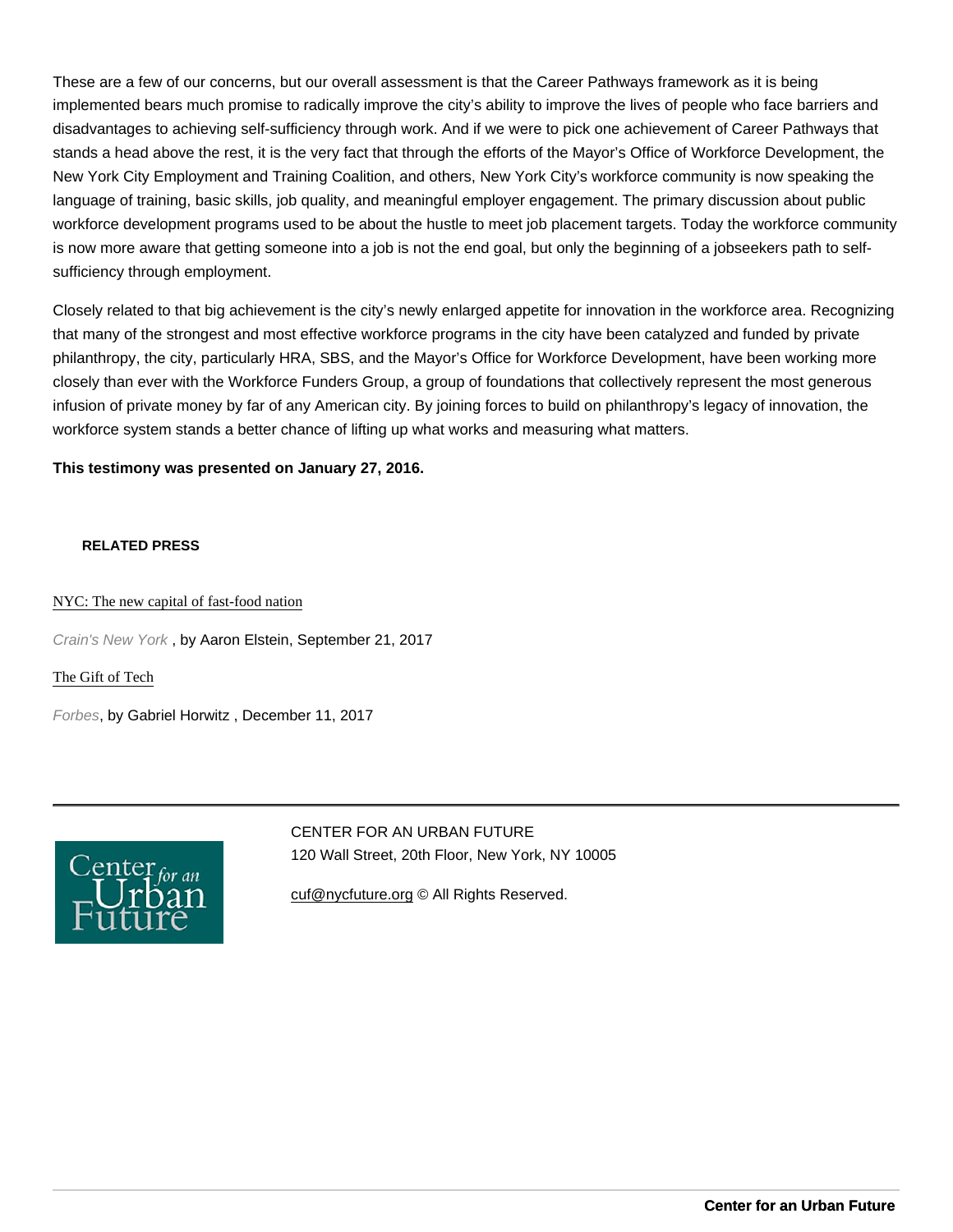These are a few of our concerns, but our overall assessment is that the Career Pathways framework as it is being implemented bears much promise to radically improve the city's ability to improve the lives of people who face barriers and disadvantages to achieving self-sufficiency through work. And if we were to pick one achievement of Career Pathways that stands a head above the rest, it is the very fact that through the efforts of the Mayor's Office of Workforce Development, the New York City Employment and Training Coalition, and others, New York City's workforce community is now speaking the language of training, basic skills, job quality, and meaningful employer engagement. The primary discussion about public workforce development programs used to be about the hustle to meet job placement targets. Today the workforce community is now more aware that getting someone into a job is not the end goal, but only the beginning of a jobseekers path to self-sufficiency through employment.

Closely related to that big achievement is the city's newly enlarged appetite for innovation in the workforce area. Recognizing that many of the strongest and most effective workforce programs in the city have been catalyzed and funded by private philanthropy, the city, particularly HRA, SBS, and the Mayor's Office for Workforce Development, have been working more closely than ever with the Workforce Funders Group, a group of foundations that collectively represent the most generous infusion of private money by far of any American city. By joining forces to build on philanthropy's legacy of innovation, the workforce system stands a better chance of lifting up what works and measuring what matters.

**This testimony was presented on January 27, 2016.**

**RELATED PRESS**

NYC: The new capital of fast-food nation

*Crain's New York* , by Aaron Elstein, September 21, 2017

The Gift of Tech

*Forbes*, by Gabriel Horwitz , December 11, 2017

---

CENTER FOR AN URBAN FUTURE
120 Wall Street, 20th Floor, New York, NY 10005

cuf@nycfuture.org © All Rights Reserved.